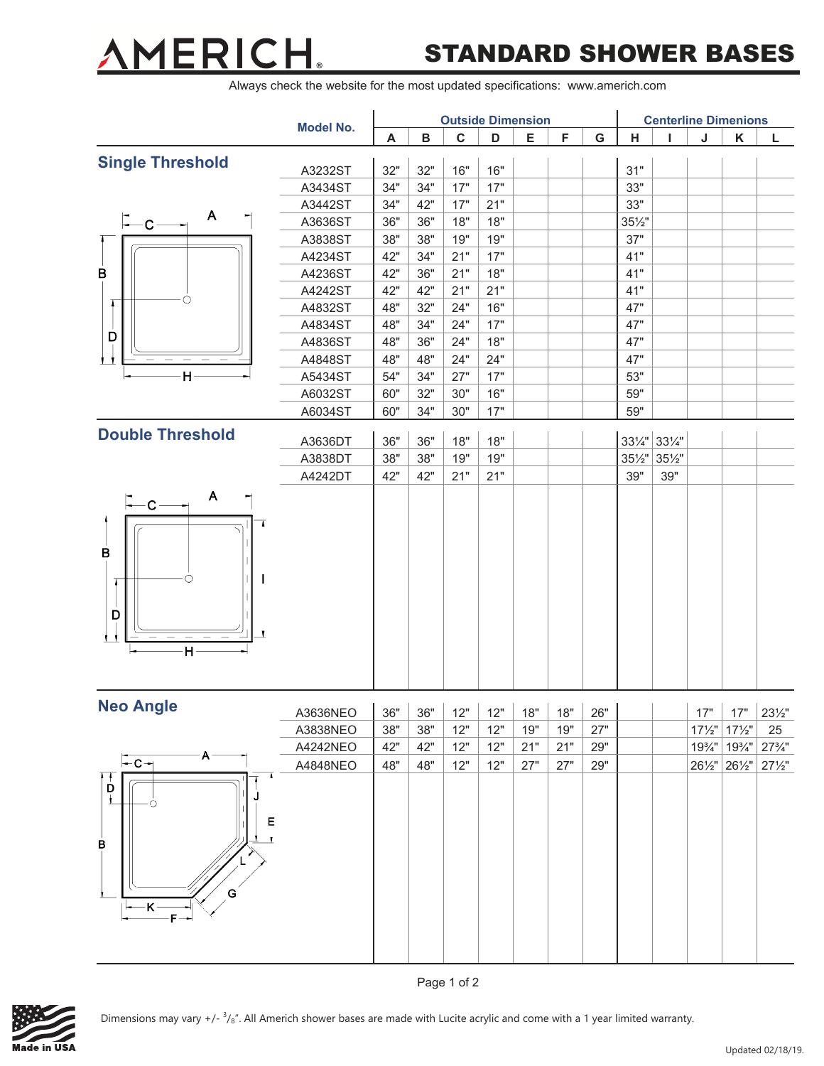# AMERICH® — STANDARD SHOWER BASES

Always check the website for the most updated specifications: www.americh.com

| | Model No. | Outside Dimension | | | | | | | Centerline Dimenions | | | | |
|---|---|---|---|---|---|---|---|---|---|---|---|---|---|
| | | A | B | C | D | E | F | G | H | I | J | K | L |
| **Single Threshold** | A3232ST | 32" | 32" | 16" | 16" | | | | 31" | | | | |
| | A3434ST | 34" | 34" | 17" | 17" | | | | 33" | | | | |
| | A3442ST | 34" | 42" | 17" | 21" | | | | 33" | | | | |
| | A3636ST | 36" | 36" | 18" | 18" | | | | 35½" | | | | |
| | A3838ST | 38" | 38" | 19" | 19" | | | | 37" | | | | |
| | A4234ST | 42" | 34" | 21" | 17" | | | | 41" | | | | |
| | A4236ST | 42" | 36" | 21" | 18" | | | | 41" | | | | |
| | A4242ST | 42" | 42" | 21" | 21" | | | | 41" | | | | |
| | A4832ST | 48" | 32" | 24" | 16" | | | | 47" | | | | |
| | A4834ST | 48" | 34" | 24" | 17" | | | | 47" | | | | |
| | A4836ST | 48" | 36" | 24" | 18" | | | | 47" | | | | |
| | A4848ST | 48" | 48" | 24" | 24" | | | | 47" | | | | |
| | A5434ST | 54" | 34" | 27" | 17" | | | | 53" | | | | |
| | A6032ST | 60" | 32" | 30" | 16" | | | | 59" | | | | |
| | A6034ST | 60" | 34" | 30" | 17" | | | | 59" | | | | |
| **Double Threshold** | A3636DT | 36" | 36" | 18" | 18" | | | | 33¼" | 33¼" | | | |
| | A3838DT | 38" | 38" | 19" | 19" | | | | 35½" | 35½" | | | |
| | A4242DT | 42" | 42" | 21" | 21" | | | | 39" | 39" | | | |
| **Neo Angle** | A3636NEO | 36" | 36" | 12" | 12" | 18" | 18" | 26" | | | 17" | 17" | 23½" |
| | A3838NEO | 38" | 38" | 12" | 12" | 19" | 19" | 27" | | | 17½" | 17½" | 25 |
| | A4242NEO | 42" | 42" | 12" | 12" | 21" | 21" | 29" | | | 19¾" | 19¾" | 27¾" |
| | A4848NEO | 48" | 48" | 12" | 12" | 27" | 27" | 29" | | | 26½" | 26½" | 27½" |

Made in USA

Dimensions may vary +/- 3/8". All Americh shower bases are made with Lucite acrylic and come with a 1 year limited warranty.

Updated 02/18/19.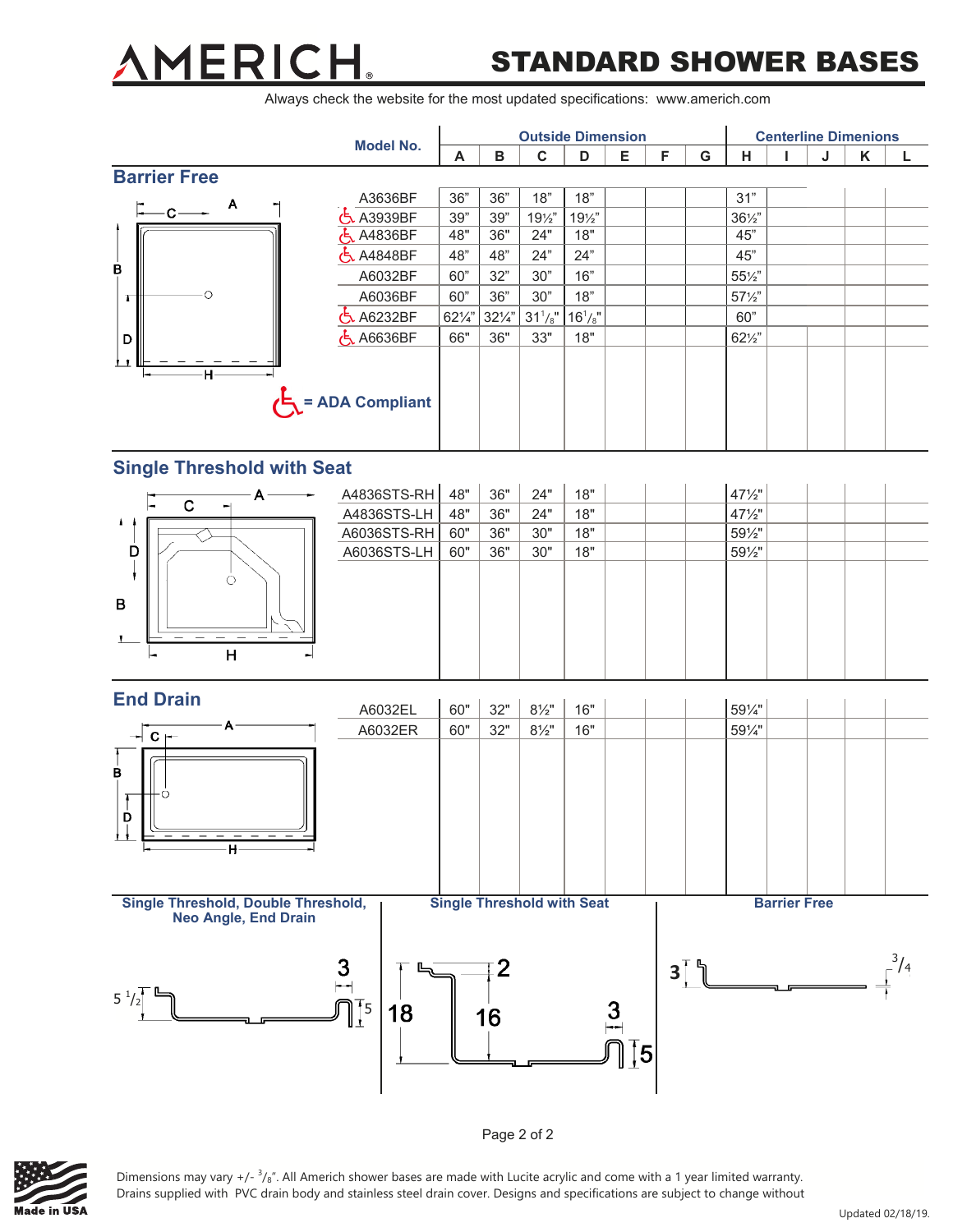# AMERICH

## STANDARD SHOWER BASES

Always check the website for the most updated specifications: www.americh.com

| Model No. | Outside Dimension | | | | | | | Centerline Dimenions | | | | |
|---|---|---|---|---|---|---|---|---|---|---|---|---|
| | A | B | C | D | E | F | G | H | I | J | K | L |
| **Barrier Free** | | | | | | | | | | | | |
| A3636BF | 36" | 36" | 18" | 18" | | | | 31" | | | | |
| ♿ A3939BF | 39" | 39" | 19½" | 19½" | | | | 36½" | | | | |
| ♿ A4836BF | 48" | 36" | 24" | 18" | | | | 45" | | | | |
| ♿ A4848BF | 48" | 48" | 24" | 24" | | | | 45" | | | | |
| A6032BF | 60" | 32" | 30" | 16" | | | | 55½" | | | | |
| A6036BF | 60" | 36" | 30" | 18" | | | | 57½" | | | | |
| ♿ A6232BF | 62¼" | 32¼" | 31 1/8" | 16 1/8" | | | | 60" | | | | |
| ♿ A6636BF | 66" | 36" | 33" | 18" | | | | 62½" | | | | |
| **Single Threshold with Seat** | | | | | | | | | | | | |
| A4836STS-RH | 48" | 36" | 24" | 18" | | | | 47½" | | | | |
| A4836STS-LH | 48" | 36" | 24" | 18" | | | | 47½" | | | | |
| A6036STS-RH | 60" | 36" | 30" | 18" | | | | 59½" | | | | |
| A6036STS-LH | 60" | 36" | 30" | 18" | | | | 59½" | | | | |
| **End Drain** | | | | | | | | | | | | |
| A6032EL | 60" | 32" | 8½" | 16" | | | | 59¼" | | | | |
| A6032ER | 60" | 32" | 8½" | 16" | | | | 59¼" | | | | |

♿ = ADA Compliant

**Single Threshold, Double Threshold, Neo Angle, End Drain**

5 1/2, 3, 5

**Single Threshold with Seat**

18, 2, 16, 3, 5

**Barrier Free**

3, 3/4

Made in USA

Dimensions may vary +/- 3/8". All Americh shower bases are made with Lucite acrylic and come with a 1 year limited warranty. Drains supplied with PVC drain body and stainless steel drain cover. Designs and specifications are subject to change without

Updated 02/18/19.